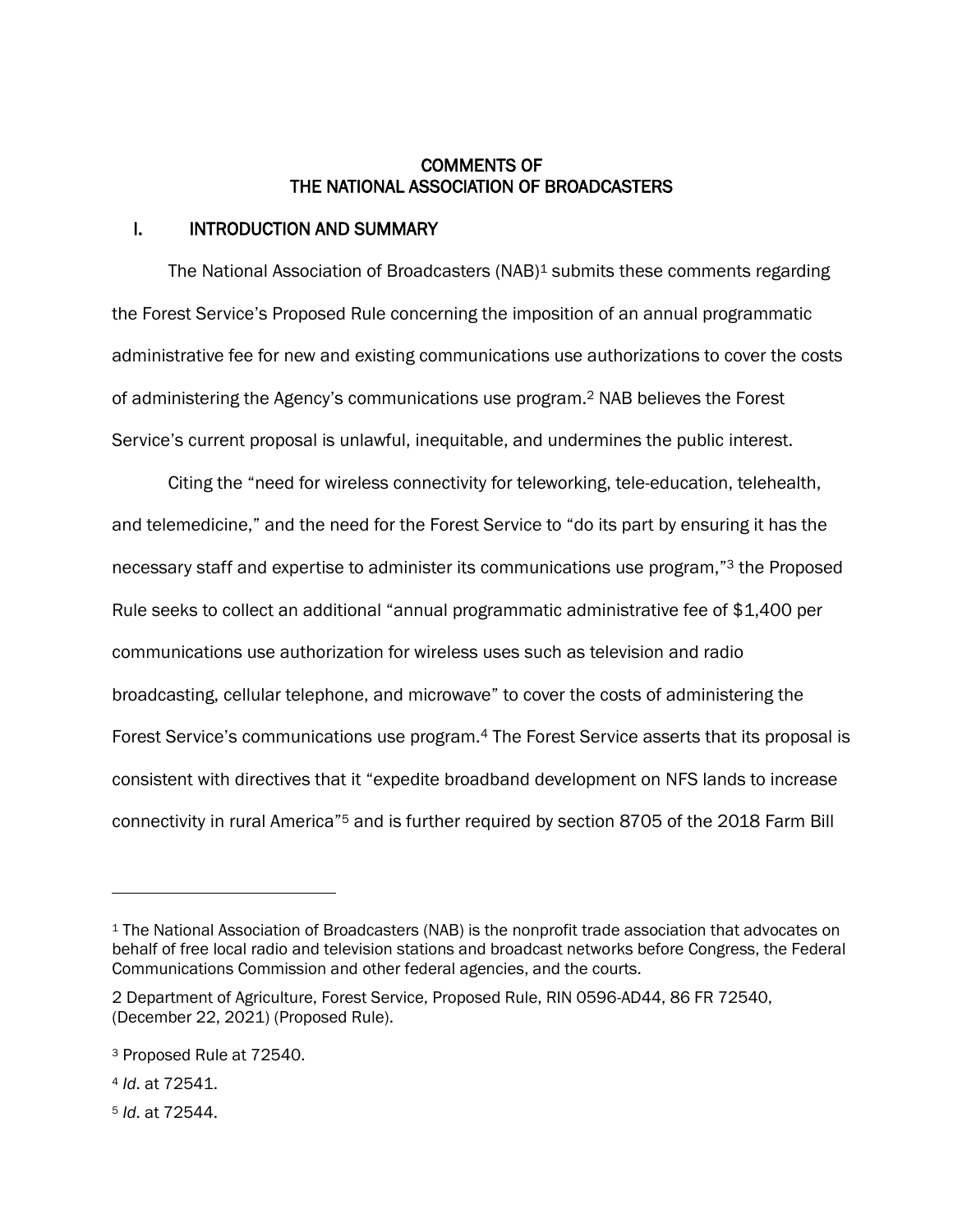# COMMENTS OF
# THE NATIONAL ASSOCIATION OF BROADCASTERS

## I. INTRODUCTION AND SUMMARY

The National Association of Broadcasters (NAB)[1] submits these comments regarding the Forest Service's Proposed Rule concerning the imposition of an annual programmatic administrative fee for new and existing communications use authorizations to cover the costs of administering the Agency's communications use program.[2] NAB believes the Forest Service's current proposal is unlawful, inequitable, and undermines the public interest.

Citing the "need for wireless connectivity for teleworking, tele-education, telehealth, and telemedicine," and the need for the Forest Service to "do its part by ensuring it has the necessary staff and expertise to administer its communications use program,"[3] the Proposed Rule seeks to collect an additional "annual programmatic administrative fee of $1,400 per communications use authorization for wireless uses such as television and radio broadcasting, cellular telephone, and microwave" to cover the costs of administering the Forest Service's communications use program.[4] The Forest Service asserts that its proposal is consistent with directives that it "expedite broadband development on NFS lands to increase connectivity in rural America"[5] and is further required by section 8705 of the 2018 Farm Bill

---

[1] The National Association of Broadcasters (NAB) is the nonprofit trade association that advocates on behalf of free local radio and television stations and broadcast networks before Congress, the Federal Communications Commission and other federal agencies, and the courts.

[2] Department of Agriculture, Forest Service, Proposed Rule, RIN 0596-AD44, 86 FR 72540, (December 22, 2021) (Proposed Rule).

[3] Proposed Rule at 72540.

[4] *Id*. at 72541.

[5] *Id*. at 72544.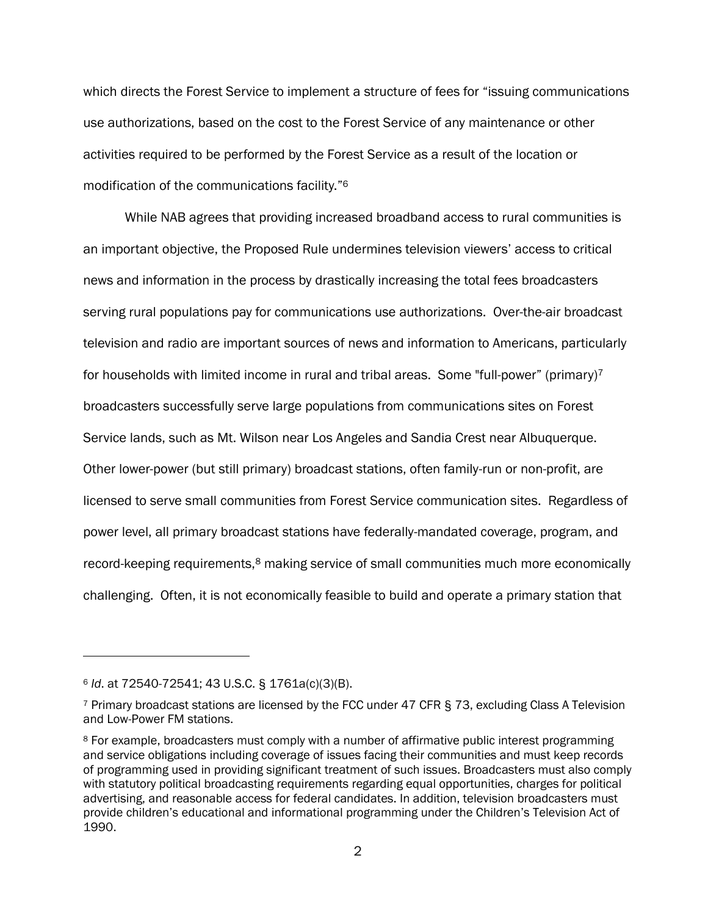which directs the Forest Service to implement a structure of fees for "issuing communications use authorizations, based on the cost to the Forest Service of any maintenance or other activities required to be performed by the Forest Service as a result of the location or modification of the communications facility."[6]

While NAB agrees that providing increased broadband access to rural communities is an important objective, the Proposed Rule undermines television viewers' access to critical news and information in the process by drastically increasing the total fees broadcasters serving rural populations pay for communications use authorizations. Over-the-air broadcast television and radio are important sources of news and information to Americans, particularly for households with limited income in rural and tribal areas. Some "full-power" (primary)[7] broadcasters successfully serve large populations from communications sites on Forest Service lands, such as Mt. Wilson near Los Angeles and Sandia Crest near Albuquerque. Other lower-power (but still primary) broadcast stations, often family-run or non-profit, are licensed to serve small communities from Forest Service communication sites. Regardless of power level, all primary broadcast stations have federally-mandated coverage, program, and record-keeping requirements,[8] making service of small communities much more economically challenging. Often, it is not economically feasible to build and operate a primary station that

---

[6] *Id*. at 72540-72541; 43 U.S.C. § 1761a(c)(3)(B).

[7] Primary broadcast stations are licensed by the FCC under 47 CFR § 73, excluding Class A Television and Low-Power FM stations.

[8] For example, broadcasters must comply with a number of affirmative public interest programming and service obligations including coverage of issues facing their communities and must keep records of programming used in providing significant treatment of such issues. Broadcasters must also comply with statutory political broadcasting requirements regarding equal opportunities, charges for political advertising, and reasonable access for federal candidates. In addition, television broadcasters must provide children's educational and informational programming under the Children's Television Act of 1990.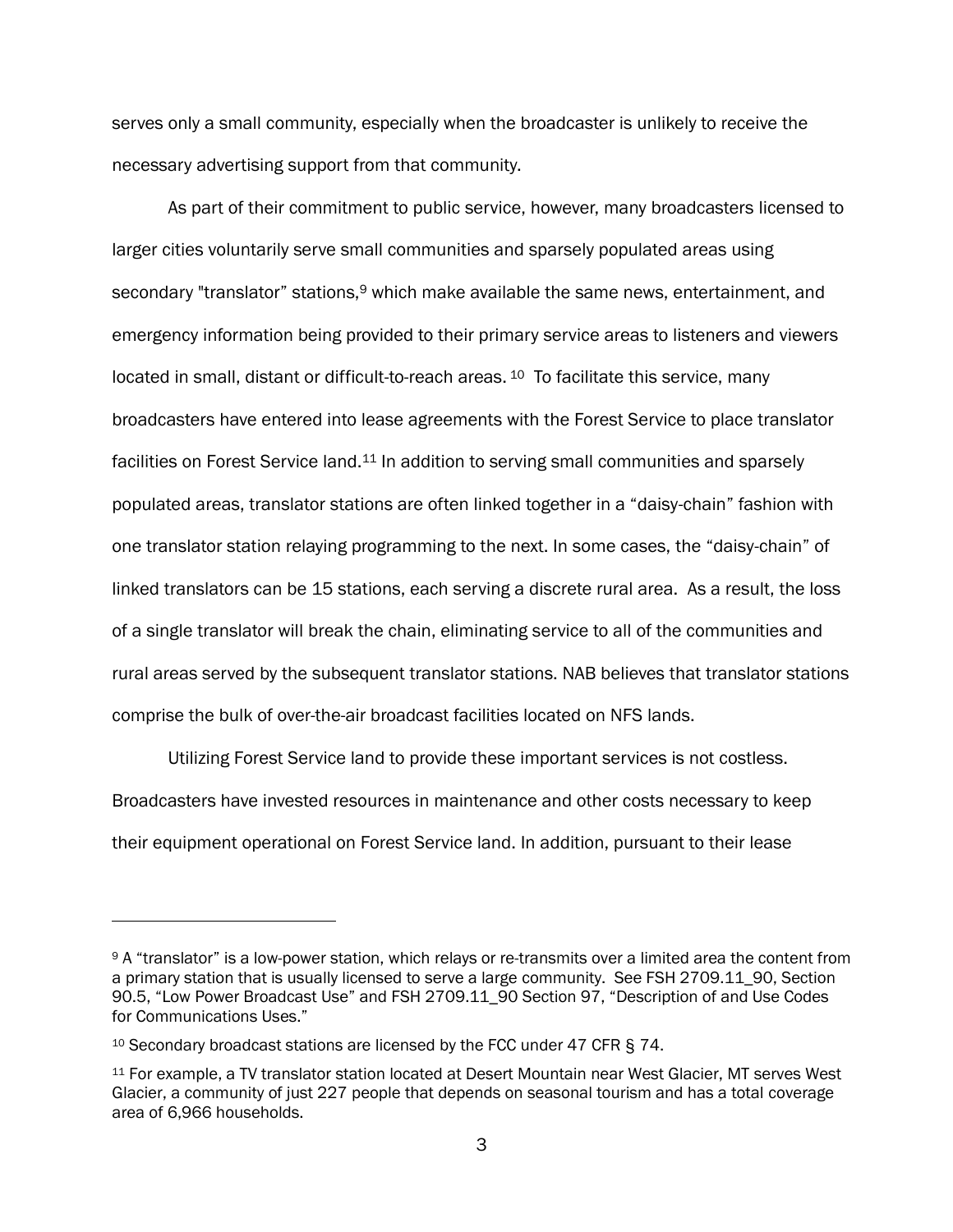serves only a small community, especially when the broadcaster is unlikely to receive the necessary advertising support from that community.

As part of their commitment to public service, however, many broadcasters licensed to larger cities voluntarily serve small communities and sparsely populated areas using secondary "translator" stations,[9] which make available the same news, entertainment, and emergency information being provided to their primary service areas to listeners and viewers located in small, distant or difficult-to-reach areas. [10] To facilitate this service, many broadcasters have entered into lease agreements with the Forest Service to place translator facilities on Forest Service land.[11] In addition to serving small communities and sparsely populated areas, translator stations are often linked together in a "daisy-chain" fashion with one translator station relaying programming to the next. In some cases, the "daisy-chain" of linked translators can be 15 stations, each serving a discrete rural area. As a result, the loss of a single translator will break the chain, eliminating service to all of the communities and rural areas served by the subsequent translator stations. NAB believes that translator stations comprise the bulk of over-the-air broadcast facilities located on NFS lands.

Utilizing Forest Service land to provide these important services is not costless. Broadcasters have invested resources in maintenance and other costs necessary to keep their equipment operational on Forest Service land. In addition, pursuant to their lease

---

[9] A "translator" is a low-power station, which relays or re-transmits over a limited area the content from a primary station that is usually licensed to serve a large community. See FSH 2709.11_90, Section 90.5, "Low Power Broadcast Use" and FSH 2709.11_90 Section 97, "Description of and Use Codes for Communications Uses."

[10] Secondary broadcast stations are licensed by the FCC under 47 CFR § 74.

[11] For example, a TV translator station located at Desert Mountain near West Glacier, MT serves West Glacier, a community of just 227 people that depends on seasonal tourism and has a total coverage area of 6,966 households.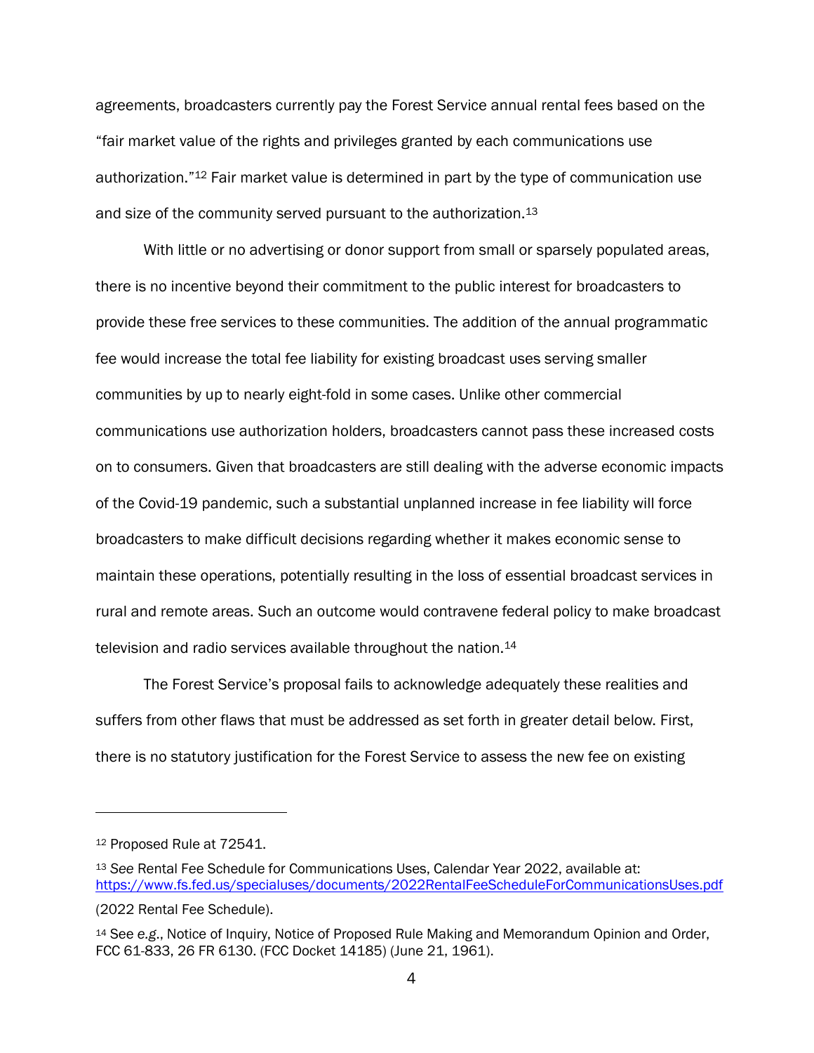agreements, broadcasters currently pay the Forest Service annual rental fees based on the "fair market value of the rights and privileges granted by each communications use authorization."[12] Fair market value is determined in part by the type of communication use and size of the community served pursuant to the authorization.[13]

With little or no advertising or donor support from small or sparsely populated areas, there is no incentive beyond their commitment to the public interest for broadcasters to provide these free services to these communities. The addition of the annual programmatic fee would increase the total fee liability for existing broadcast uses serving smaller communities by up to nearly eight-fold in some cases. Unlike other commercial communications use authorization holders, broadcasters cannot pass these increased costs on to consumers. Given that broadcasters are still dealing with the adverse economic impacts of the Covid-19 pandemic, such a substantial unplanned increase in fee liability will force broadcasters to make difficult decisions regarding whether it makes economic sense to maintain these operations, potentially resulting in the loss of essential broadcast services in rural and remote areas. Such an outcome would contravene federal policy to make broadcast television and radio services available throughout the nation.[14]

The Forest Service's proposal fails to acknowledge adequately these realities and suffers from other flaws that must be addressed as set forth in greater detail below. First, there is no statutory justification for the Forest Service to assess the new fee on existing

---

[12] Proposed Rule at 72541.

[13] *See* Rental Fee Schedule for Communications Uses, Calendar Year 2022, available at: https://www.fs.fed.us/specialuses/documents/2022RentalFeeScheduleForCommunicationsUses.pdf (2022 Rental Fee Schedule).

[14] See *e.g.*, Notice of Inquiry, Notice of Proposed Rule Making and Memorandum Opinion and Order, FCC 61-833, 26 FR 6130. (FCC Docket 14185) (June 21, 1961).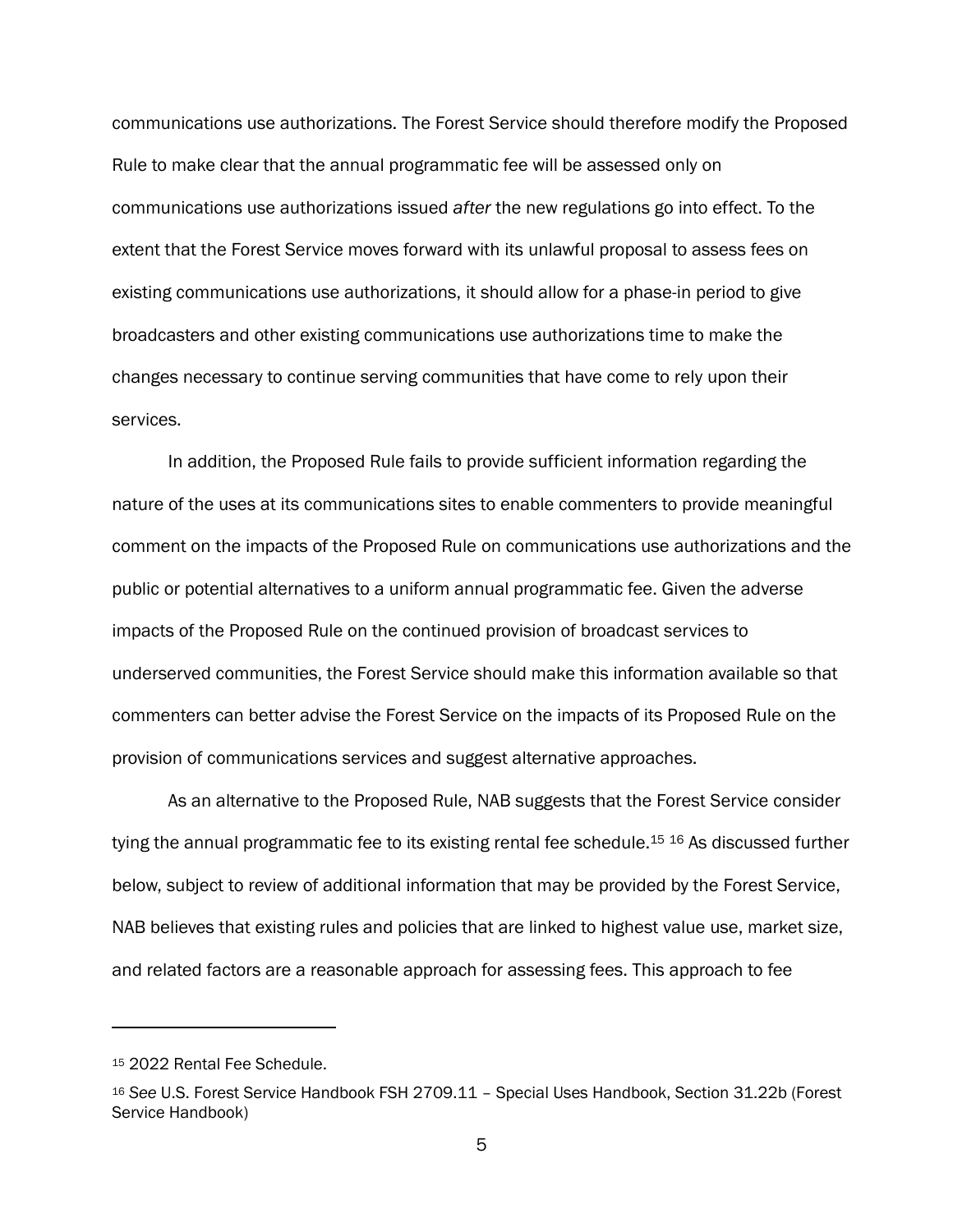communications use authorizations. The Forest Service should therefore modify the Proposed Rule to make clear that the annual programmatic fee will be assessed only on communications use authorizations issued *after* the new regulations go into effect. To the extent that the Forest Service moves forward with its unlawful proposal to assess fees on existing communications use authorizations, it should allow for a phase-in period to give broadcasters and other existing communications use authorizations time to make the changes necessary to continue serving communities that have come to rely upon their services.

In addition, the Proposed Rule fails to provide sufficient information regarding the nature of the uses at its communications sites to enable commenters to provide meaningful comment on the impacts of the Proposed Rule on communications use authorizations and the public or potential alternatives to a uniform annual programmatic fee. Given the adverse impacts of the Proposed Rule on the continued provision of broadcast services to underserved communities, the Forest Service should make this information available so that commenters can better advise the Forest Service on the impacts of its Proposed Rule on the provision of communications services and suggest alternative approaches.

As an alternative to the Proposed Rule, NAB suggests that the Forest Service consider tying the annual programmatic fee to its existing rental fee schedule.[15] [16] As discussed further below, subject to review of additional information that may be provided by the Forest Service, NAB believes that existing rules and policies that are linked to highest value use, market size, and related factors are a reasonable approach for assessing fees. This approach to fee

---

[15] 2022 Rental Fee Schedule.

[16] *See* U.S. Forest Service Handbook FSH 2709.11 – Special Uses Handbook, Section 31.22b (Forest Service Handbook)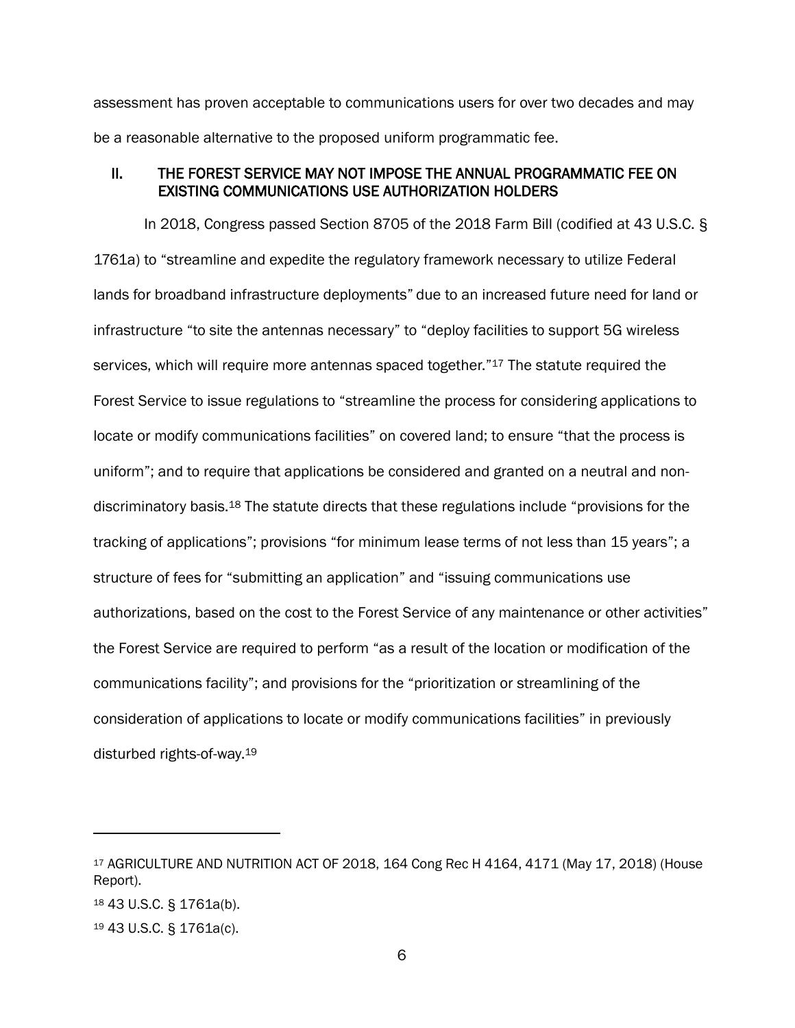assessment has proven acceptable to communications users for over two decades and may be a reasonable alternative to the proposed uniform programmatic fee.

## II. THE FOREST SERVICE MAY NOT IMPOSE THE ANNUAL PROGRAMMATIC FEE ON EXISTING COMMUNICATIONS USE AUTHORIZATION HOLDERS

In 2018, Congress passed Section 8705 of the 2018 Farm Bill (codified at 43 U.S.C. § 1761a) to "streamline and expedite the regulatory framework necessary to utilize Federal lands for broadband infrastructure deployments" due to an increased future need for land or infrastructure "to site the antennas necessary" to "deploy facilities to support 5G wireless services, which will require more antennas spaced together."[17] The statute required the Forest Service to issue regulations to "streamline the process for considering applications to locate or modify communications facilities" on covered land; to ensure "that the process is uniform"; and to require that applications be considered and granted on a neutral and non-discriminatory basis.[18] The statute directs that these regulations include "provisions for the tracking of applications"; provisions "for minimum lease terms of not less than 15 years"; a structure of fees for "submitting an application" and "issuing communications use authorizations, based on the cost to the Forest Service of any maintenance or other activities" the Forest Service are required to perform "as a result of the location or modification of the communications facility"; and provisions for the "prioritization or streamlining of the consideration of applications to locate or modify communications facilities" in previously disturbed rights-of-way.[19]

---

[17] AGRICULTURE AND NUTRITION ACT OF 2018, 164 Cong Rec H 4164, 4171 (May 17, 2018) (House Report).

[18] 43 U.S.C. § 1761a(b).

[19] 43 U.S.C. § 1761a(c).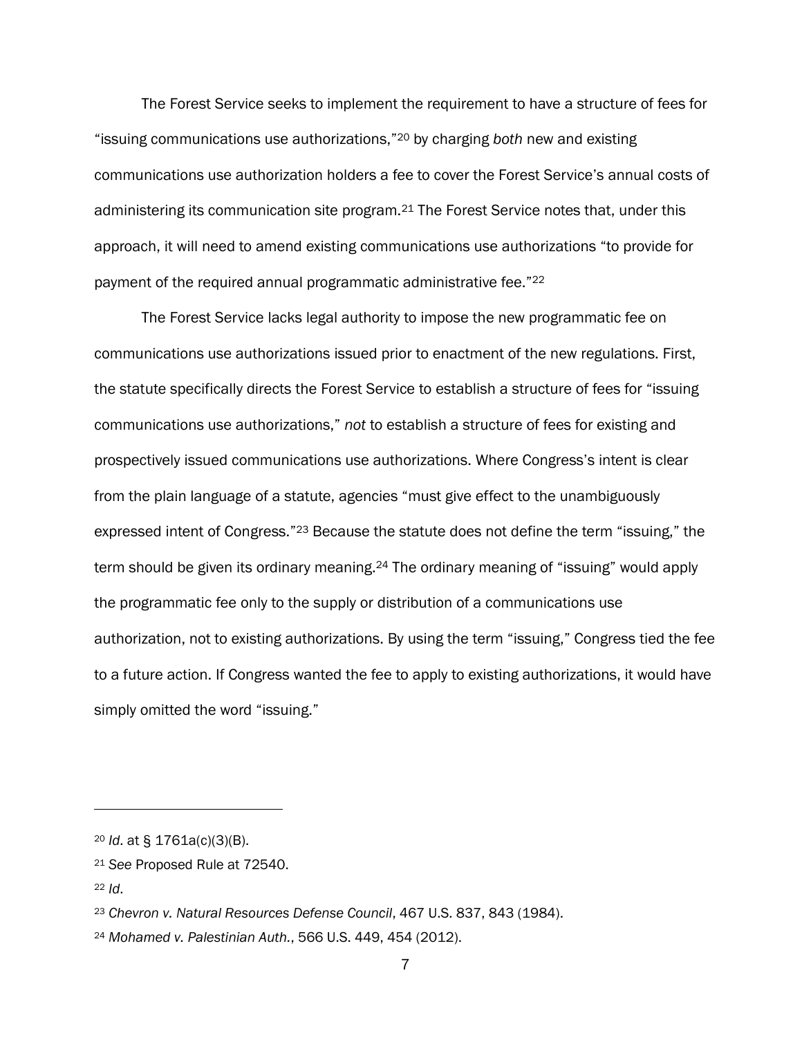The Forest Service seeks to implement the requirement to have a structure of fees for "issuing communications use authorizations,"[20] by charging *both* new and existing communications use authorization holders a fee to cover the Forest Service's annual costs of administering its communication site program.[21] The Forest Service notes that, under this approach, it will need to amend existing communications use authorizations "to provide for payment of the required annual programmatic administrative fee."[22]

The Forest Service lacks legal authority to impose the new programmatic fee on communications use authorizations issued prior to enactment of the new regulations. First, the statute specifically directs the Forest Service to establish a structure of fees for "issuing communications use authorizations," *not* to establish a structure of fees for existing and prospectively issued communications use authorizations. Where Congress's intent is clear from the plain language of a statute, agencies "must give effect to the unambiguously expressed intent of Congress."[23] Because the statute does not define the term "issuing," the term should be given its ordinary meaning.[24] The ordinary meaning of "issuing" would apply the programmatic fee only to the supply or distribution of a communications use authorization, not to existing authorizations. By using the term "issuing," Congress tied the fee to a future action. If Congress wanted the fee to apply to existing authorizations, it would have simply omitted the word "issuing."

---

[20] *Id*. at § 1761a(c)(3)(B).

[21] *See* Proposed Rule at 72540.

[22] *Id*.

[23] *Chevron v. Natural Resources Defense Council*, 467 U.S. 837, 843 (1984).

[24] *Mohamed v. Palestinian Auth.*, 566 U.S. 449, 454 (2012).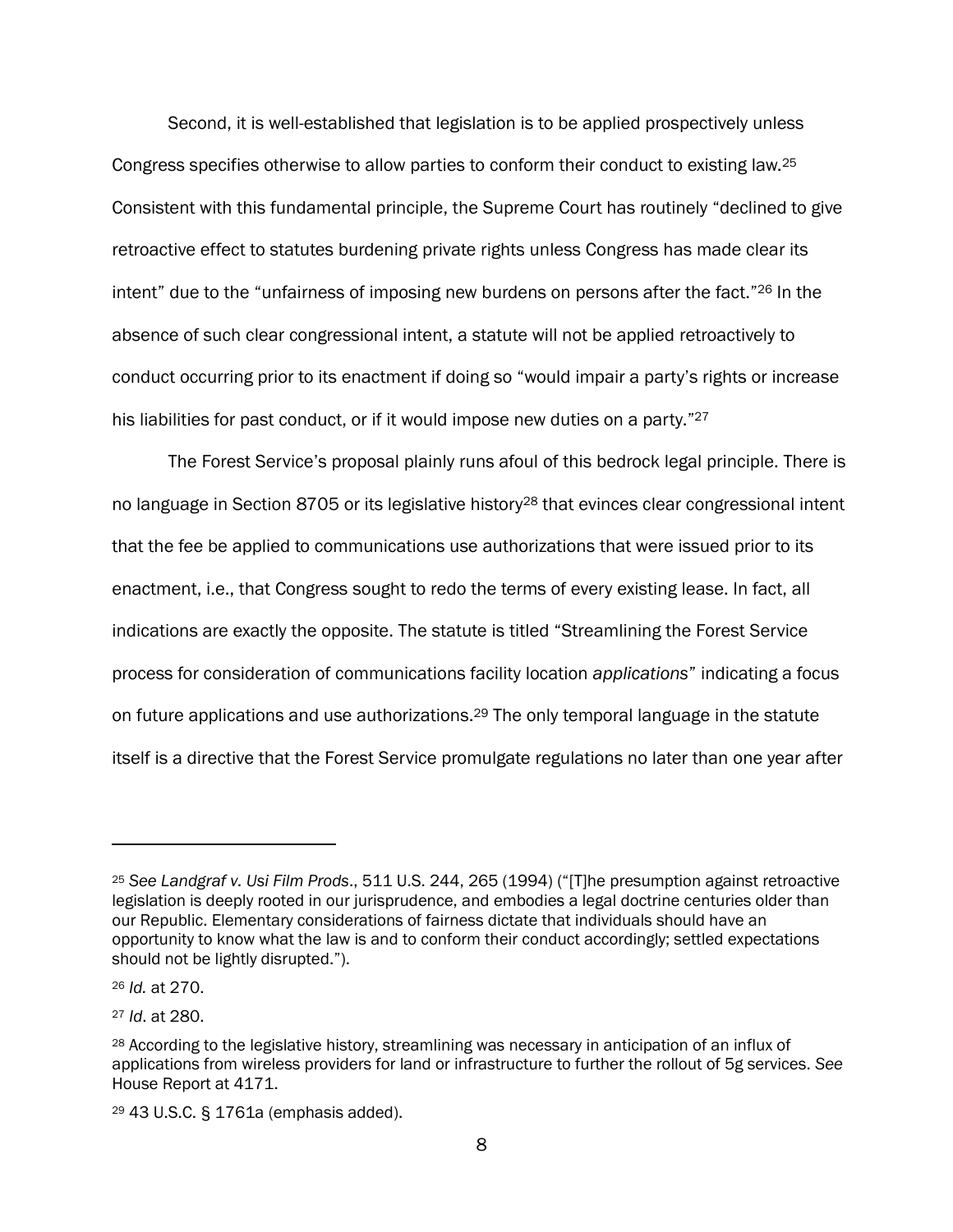Second, it is well-established that legislation is to be applied prospectively unless Congress specifies otherwise to allow parties to conform their conduct to existing law.[25] Consistent with this fundamental principle, the Supreme Court has routinely "declined to give retroactive effect to statutes burdening private rights unless Congress has made clear its intent" due to the "unfairness of imposing new burdens on persons after the fact."[26] In the absence of such clear congressional intent, a statute will not be applied retroactively to conduct occurring prior to its enactment if doing so "would impair a party's rights or increase his liabilities for past conduct, or if it would impose new duties on a party."[27]

The Forest Service's proposal plainly runs afoul of this bedrock legal principle. There is no language in Section 8705 or its legislative history[28] that evinces clear congressional intent that the fee be applied to communications use authorizations that were issued prior to its enactment, i.e., that Congress sought to redo the terms of every existing lease. In fact, all indications are exactly the opposite. The statute is titled "Streamlining the Forest Service process for consideration of communications facility location *applications*" indicating a focus on future applications and use authorizations.[29] The only temporal language in the statute itself is a directive that the Forest Service promulgate regulations no later than one year after

---

[25] *See Landgraf v. Usi Film Prods*., 511 U.S. 244, 265 (1994) ("[T]he presumption against retroactive legislation is deeply rooted in our jurisprudence, and embodies a legal doctrine centuries older than our Republic. Elementary considerations of fairness dictate that individuals should have an opportunity to know what the law is and to conform their conduct accordingly; settled expectations should not be lightly disrupted.").

[26] *Id.* at 270.

[27] *Id*. at 280.

[28] According to the legislative history, streamlining was necessary in anticipation of an influx of applications from wireless providers for land or infrastructure to further the rollout of 5g services. *See* House Report at 4171.

[29] 43 U.S.C. § 1761a (emphasis added).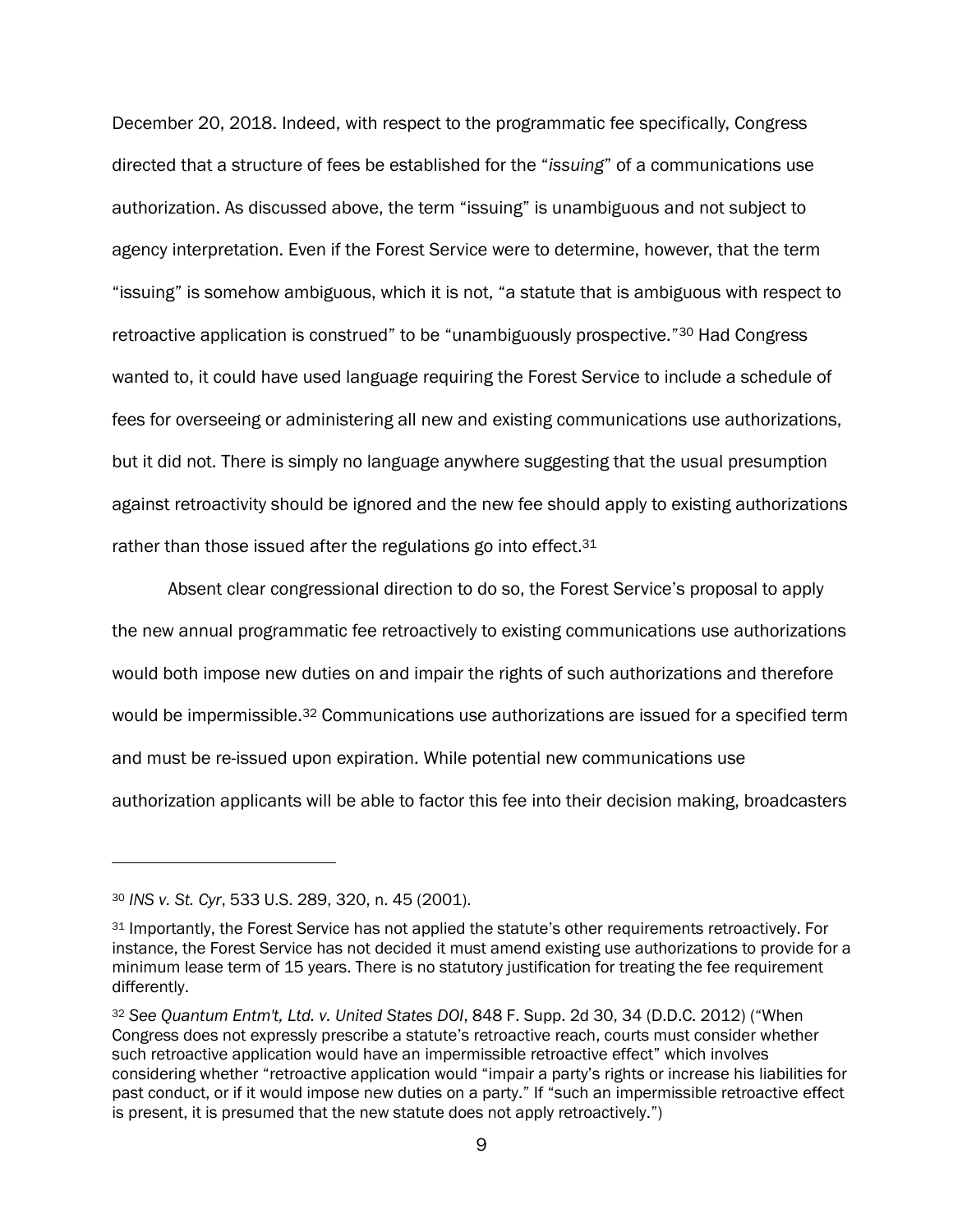December 20, 2018. Indeed, with respect to the programmatic fee specifically, Congress directed that a structure of fees be established for the "*issuing*" of a communications use authorization. As discussed above, the term "issuing" is unambiguous and not subject to agency interpretation. Even if the Forest Service were to determine, however, that the term "issuing" is somehow ambiguous, which it is not, "a statute that is ambiguous with respect to retroactive application is construed" to be "unambiguously prospective."[30] Had Congress wanted to, it could have used language requiring the Forest Service to include a schedule of fees for overseeing or administering all new and existing communications use authorizations, but it did not. There is simply no language anywhere suggesting that the usual presumption against retroactivity should be ignored and the new fee should apply to existing authorizations rather than those issued after the regulations go into effect.[31]

Absent clear congressional direction to do so, the Forest Service's proposal to apply the new annual programmatic fee retroactively to existing communications use authorizations would both impose new duties on and impair the rights of such authorizations and therefore would be impermissible.[32] Communications use authorizations are issued for a specified term and must be re-issued upon expiration. While potential new communications use authorization applicants will be able to factor this fee into their decision making, broadcasters

---

[30] *INS v. St. Cyr*, 533 U.S. 289, 320, n. 45 (2001).

[31] Importantly, the Forest Service has not applied the statute's other requirements retroactively. For instance, the Forest Service has not decided it must amend existing use authorizations to provide for a minimum lease term of 15 years. There is no statutory justification for treating the fee requirement differently.

[32] *See Quantum Entm't, Ltd. v. United States DOI*, 848 F. Supp. 2d 30, 34 (D.D.C. 2012) ("When Congress does not expressly prescribe a statute's retroactive reach, courts must consider whether such retroactive application would have an impermissible retroactive effect" which involves considering whether "retroactive application would "impair a party's rights or increase his liabilities for past conduct, or if it would impose new duties on a party." If "such an impermissible retroactive effect is present, it is presumed that the new statute does not apply retroactively.")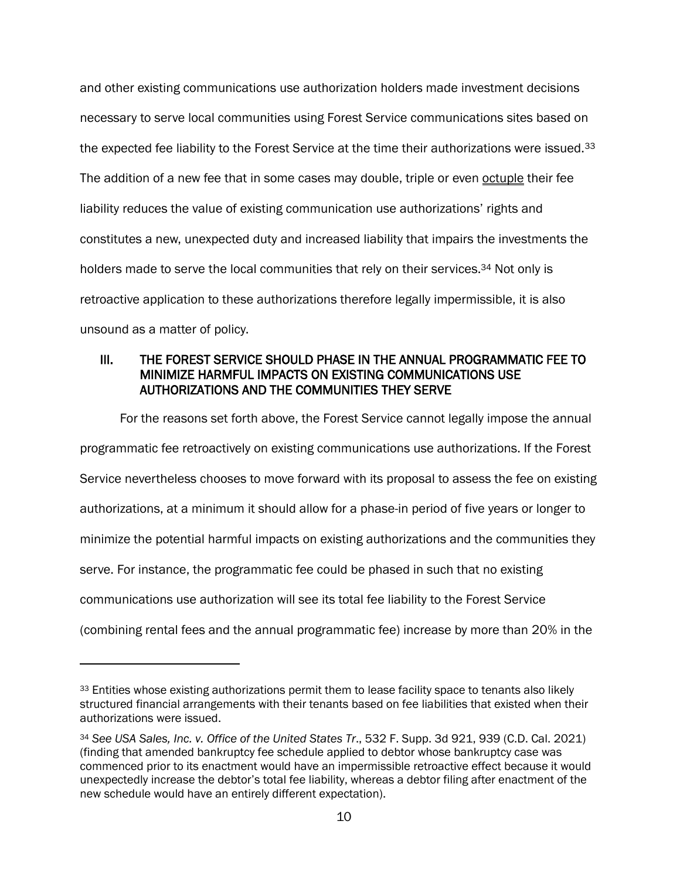and other existing communications use authorization holders made investment decisions necessary to serve local communities using Forest Service communications sites based on the expected fee liability to the Forest Service at the time their authorizations were issued.[33] The addition of a new fee that in some cases may double, triple or even <u>octuple</u> their fee liability reduces the value of existing communication use authorizations' rights and constitutes a new, unexpected duty and increased liability that impairs the investments the holders made to serve the local communities that rely on their services.[34] Not only is retroactive application to these authorizations therefore legally impermissible, it is also unsound as a matter of policy.

## III. THE FOREST SERVICE SHOULD PHASE IN THE ANNUAL PROGRAMMATIC FEE TO MINIMIZE HARMFUL IMPACTS ON EXISTING COMMUNICATIONS USE AUTHORIZATIONS AND THE COMMUNITIES THEY SERVE

For the reasons set forth above, the Forest Service cannot legally impose the annual programmatic fee retroactively on existing communications use authorizations. If the Forest Service nevertheless chooses to move forward with its proposal to assess the fee on existing authorizations, at a minimum it should allow for a phase-in period of five years or longer to minimize the potential harmful impacts on existing authorizations and the communities they serve. For instance, the programmatic fee could be phased in such that no existing communications use authorization will see its total fee liability to the Forest Service (combining rental fees and the annual programmatic fee) increase by more than 20% in the

---

[33] Entities whose existing authorizations permit them to lease facility space to tenants also likely structured financial arrangements with their tenants based on fee liabilities that existed when their authorizations were issued.

[34] *See USA Sales, Inc. v. Office of the United States Tr.*, 532 F. Supp. 3d 921, 939 (C.D. Cal. 2021) (finding that amended bankruptcy fee schedule applied to debtor whose bankruptcy case was commenced prior to its enactment would have an impermissible retroactive effect because it would unexpectedly increase the debtor's total fee liability, whereas a debtor filing after enactment of the new schedule would have an entirely different expectation).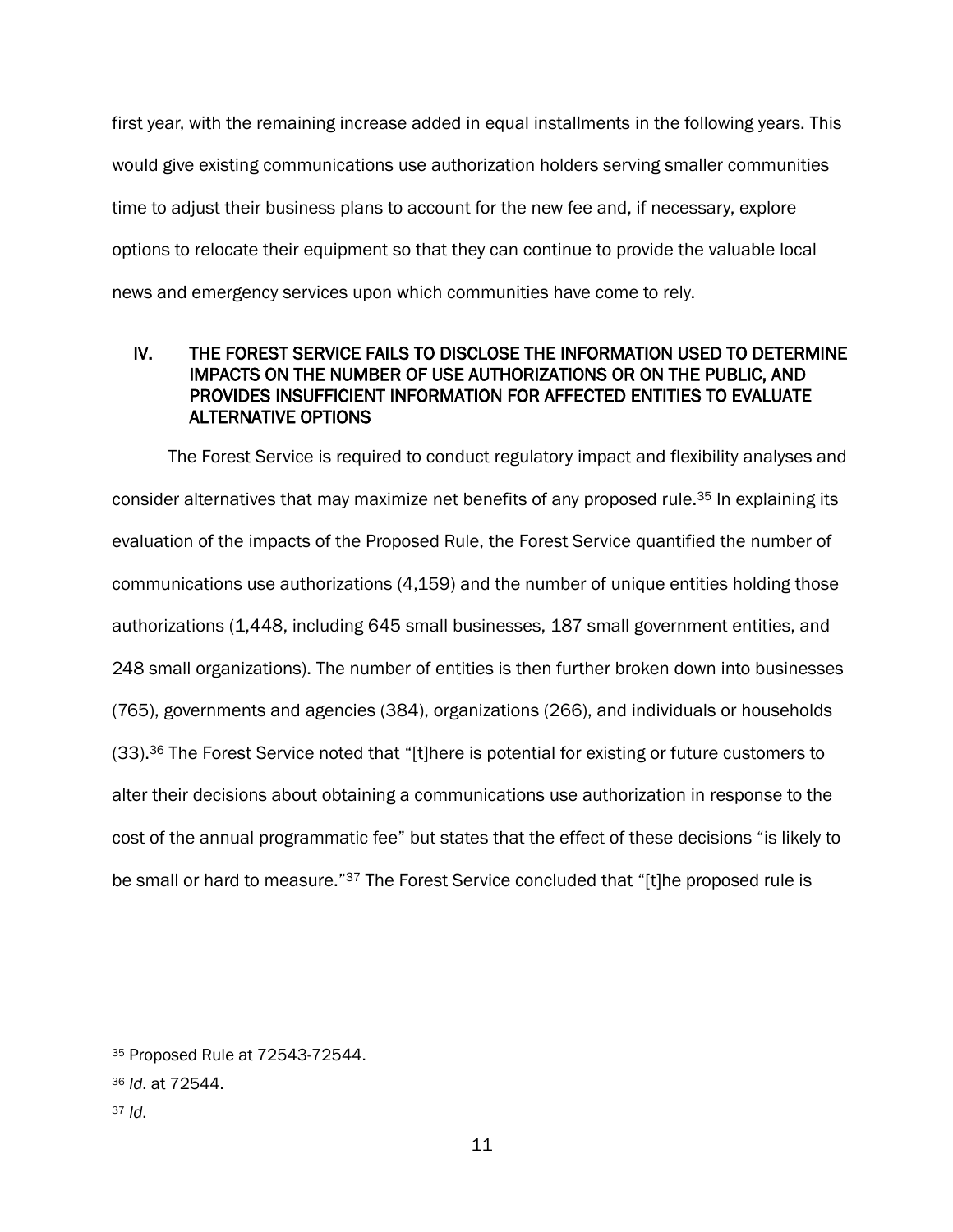first year, with the remaining increase added in equal installments in the following years. This would give existing communications use authorization holders serving smaller communities time to adjust their business plans to account for the new fee and, if necessary, explore options to relocate their equipment so that they can continue to provide the valuable local news and emergency services upon which communities have come to rely.

## IV. THE FOREST SERVICE FAILS TO DISCLOSE THE INFORMATION USED TO DETERMINE IMPACTS ON THE NUMBER OF USE AUTHORIZATIONS OR ON THE PUBLIC, AND PROVIDES INSUFFICIENT INFORMATION FOR AFFECTED ENTITIES TO EVALUATE ALTERNATIVE OPTIONS

The Forest Service is required to conduct regulatory impact and flexibility analyses and consider alternatives that may maximize net benefits of any proposed rule.[35] In explaining its evaluation of the impacts of the Proposed Rule, the Forest Service quantified the number of communications use authorizations (4,159) and the number of unique entities holding those authorizations (1,448, including 645 small businesses, 187 small government entities, and 248 small organizations). The number of entities is then further broken down into businesses (765), governments and agencies (384), organizations (266), and individuals or households (33).[36] The Forest Service noted that "[t]here is potential for existing or future customers to alter their decisions about obtaining a communications use authorization in response to the cost of the annual programmatic fee" but states that the effect of these decisions "is likely to be small or hard to measure."[37] The Forest Service concluded that "[t]he proposed rule is

---

[35] Proposed Rule at 72543-72544.

[36] *Id*. at 72544.

[37] *Id*.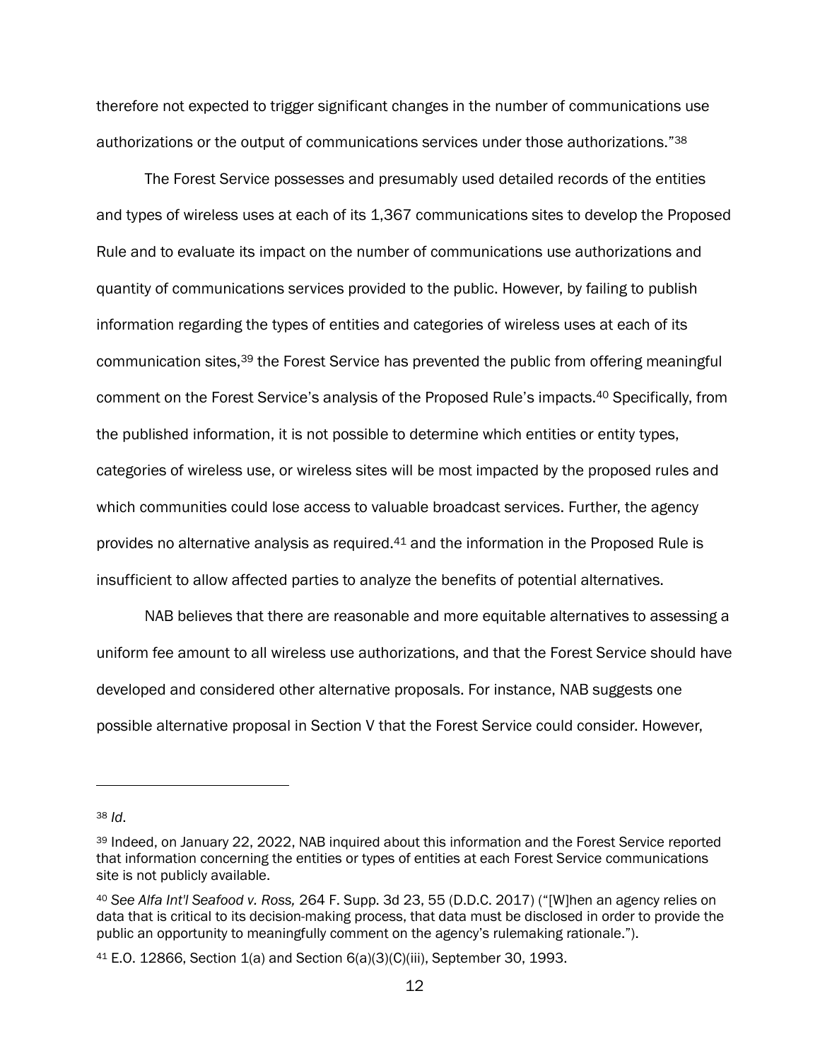therefore not expected to trigger significant changes in the number of communications use authorizations or the output of communications services under those authorizations."[38]

The Forest Service possesses and presumably used detailed records of the entities and types of wireless uses at each of its 1,367 communications sites to develop the Proposed Rule and to evaluate its impact on the number of communications use authorizations and quantity of communications services provided to the public. However, by failing to publish information regarding the types of entities and categories of wireless uses at each of its communication sites,[39] the Forest Service has prevented the public from offering meaningful comment on the Forest Service's analysis of the Proposed Rule's impacts.[40] Specifically, from the published information, it is not possible to determine which entities or entity types, categories of wireless use, or wireless sites will be most impacted by the proposed rules and which communities could lose access to valuable broadcast services. Further, the agency provides no alternative analysis as required.[41] and the information in the Proposed Rule is insufficient to allow affected parties to analyze the benefits of potential alternatives.

NAB believes that there are reasonable and more equitable alternatives to assessing a uniform fee amount to all wireless use authorizations, and that the Forest Service should have developed and considered other alternative proposals. For instance, NAB suggests one possible alternative proposal in Section V that the Forest Service could consider. However,

---

[38] *Id*.

[39] Indeed, on January 22, 2022, NAB inquired about this information and the Forest Service reported that information concerning the entities or types of entities at each Forest Service communications site is not publicly available.

[40] *See Alfa Int'l Seafood v. Ross,* 264 F. Supp. 3d 23, 55 (D.D.C. 2017) ("[W]hen an agency relies on data that is critical to its decision-making process, that data must be disclosed in order to provide the public an opportunity to meaningfully comment on the agency's rulemaking rationale.").

[41] E.O. 12866, Section 1(a) and Section 6(a)(3)(C)(iii), September 30, 1993.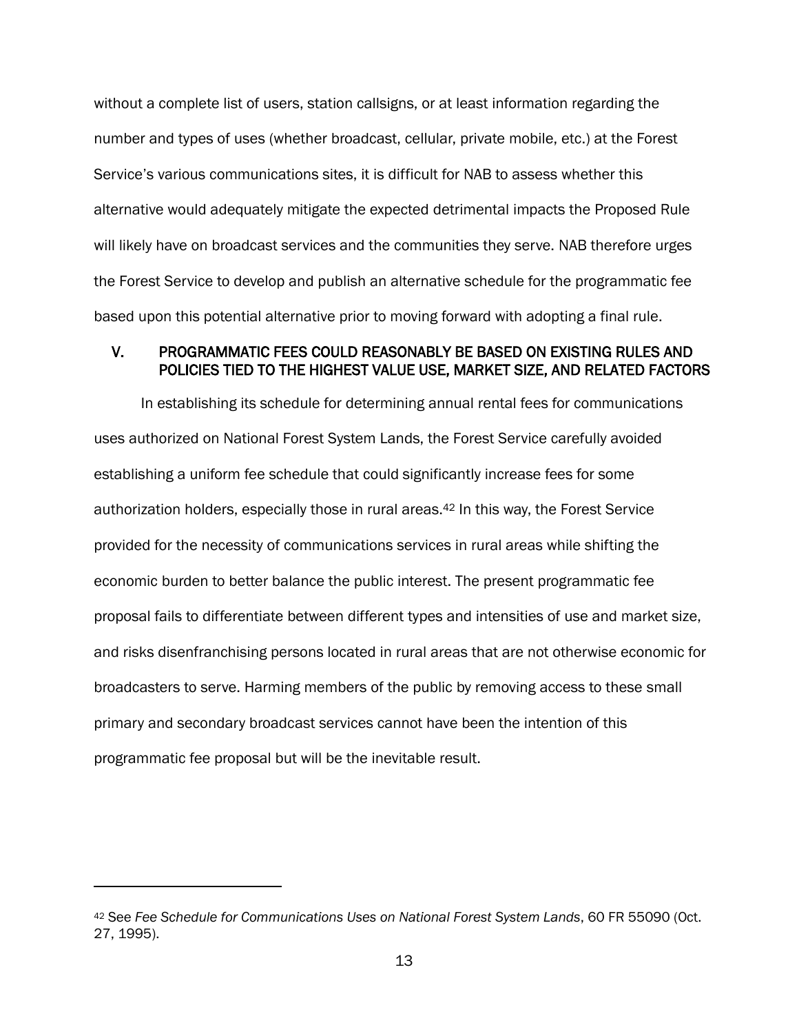without a complete list of users, station callsigns, or at least information regarding the number and types of uses (whether broadcast, cellular, private mobile, etc.) at the Forest Service's various communications sites, it is difficult for NAB to assess whether this alternative would adequately mitigate the expected detrimental impacts the Proposed Rule will likely have on broadcast services and the communities they serve. NAB therefore urges the Forest Service to develop and publish an alternative schedule for the programmatic fee based upon this potential alternative prior to moving forward with adopting a final rule.

## V. PROGRAMMATIC FEES COULD REASONABLY BE BASED ON EXISTING RULES AND POLICIES TIED TO THE HIGHEST VALUE USE, MARKET SIZE, AND RELATED FACTORS

In establishing its schedule for determining annual rental fees for communications uses authorized on National Forest System Lands, the Forest Service carefully avoided establishing a uniform fee schedule that could significantly increase fees for some authorization holders, especially those in rural areas.[42] In this way, the Forest Service provided for the necessity of communications services in rural areas while shifting the economic burden to better balance the public interest. The present programmatic fee proposal fails to differentiate between different types and intensities of use and market size, and risks disenfranchising persons located in rural areas that are not otherwise economic for broadcasters to serve. Harming members of the public by removing access to these small primary and secondary broadcast services cannot have been the intention of this programmatic fee proposal but will be the inevitable result.

---

[42] See *Fee Schedule for Communications Uses on National Forest System Lands*, 60 FR 55090 (Oct. 27, 1995).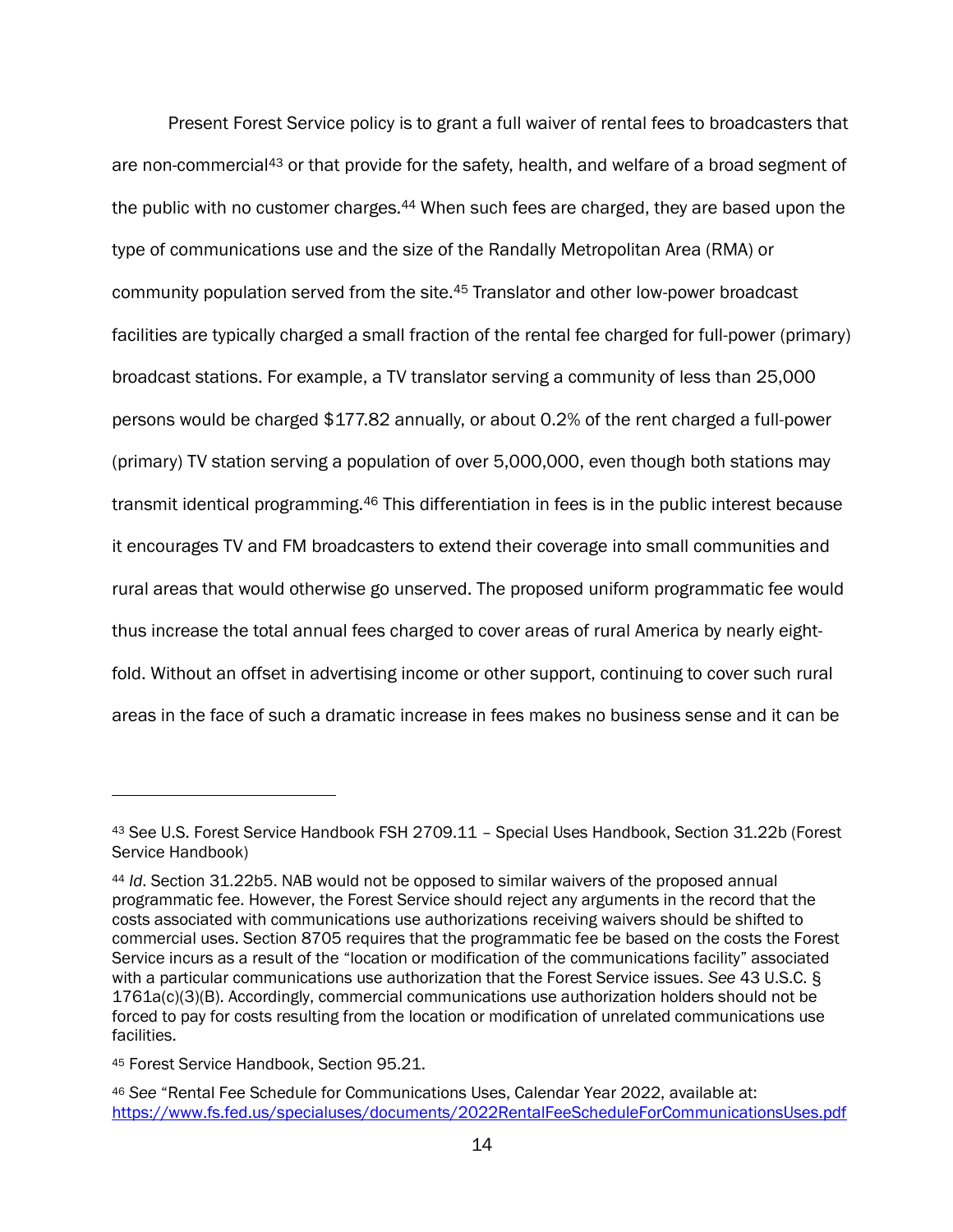Present Forest Service policy is to grant a full waiver of rental fees to broadcasters that are non-commercial[43] or that provide for the safety, health, and welfare of a broad segment of the public with no customer charges.[44] When such fees are charged, they are based upon the type of communications use and the size of the Randally Metropolitan Area (RMA) or community population served from the site.[45] Translator and other low-power broadcast facilities are typically charged a small fraction of the rental fee charged for full-power (primary) broadcast stations. For example, a TV translator serving a community of less than 25,000 persons would be charged $177.82 annually, or about 0.2% of the rent charged a full-power (primary) TV station serving a population of over 5,000,000, even though both stations may transmit identical programming.[46] This differentiation in fees is in the public interest because it encourages TV and FM broadcasters to extend their coverage into small communities and rural areas that would otherwise go unserved. The proposed uniform programmatic fee would thus increase the total annual fees charged to cover areas of rural America by nearly eight-fold. Without an offset in advertising income or other support, continuing to cover such rural areas in the face of such a dramatic increase in fees makes no business sense and it can be

---

[43] See U.S. Forest Service Handbook FSH 2709.11 – Special Uses Handbook, Section 31.22b (Forest Service Handbook)

[44] *Id*. Section 31.22b5. NAB would not be opposed to similar waivers of the proposed annual programmatic fee. However, the Forest Service should reject any arguments in the record that the costs associated with communications use authorizations receiving waivers should be shifted to commercial uses. Section 8705 requires that the programmatic fee be based on the costs the Forest Service incurs as a result of the "location or modification of the communications facility" associated with a particular communications use authorization that the Forest Service issues. *See* 43 U.S.C. § 1761a(c)(3)(B). Accordingly, commercial communications use authorization holders should not be forced to pay for costs resulting from the location or modification of unrelated communications use facilities.

[45] Forest Service Handbook, Section 95.21.

[46] *See* "Rental Fee Schedule for Communications Uses, Calendar Year 2022, available at: https://www.fs.fed.us/specialuses/documents/2022RentalFeeScheduleForCommunicationsUses.pdf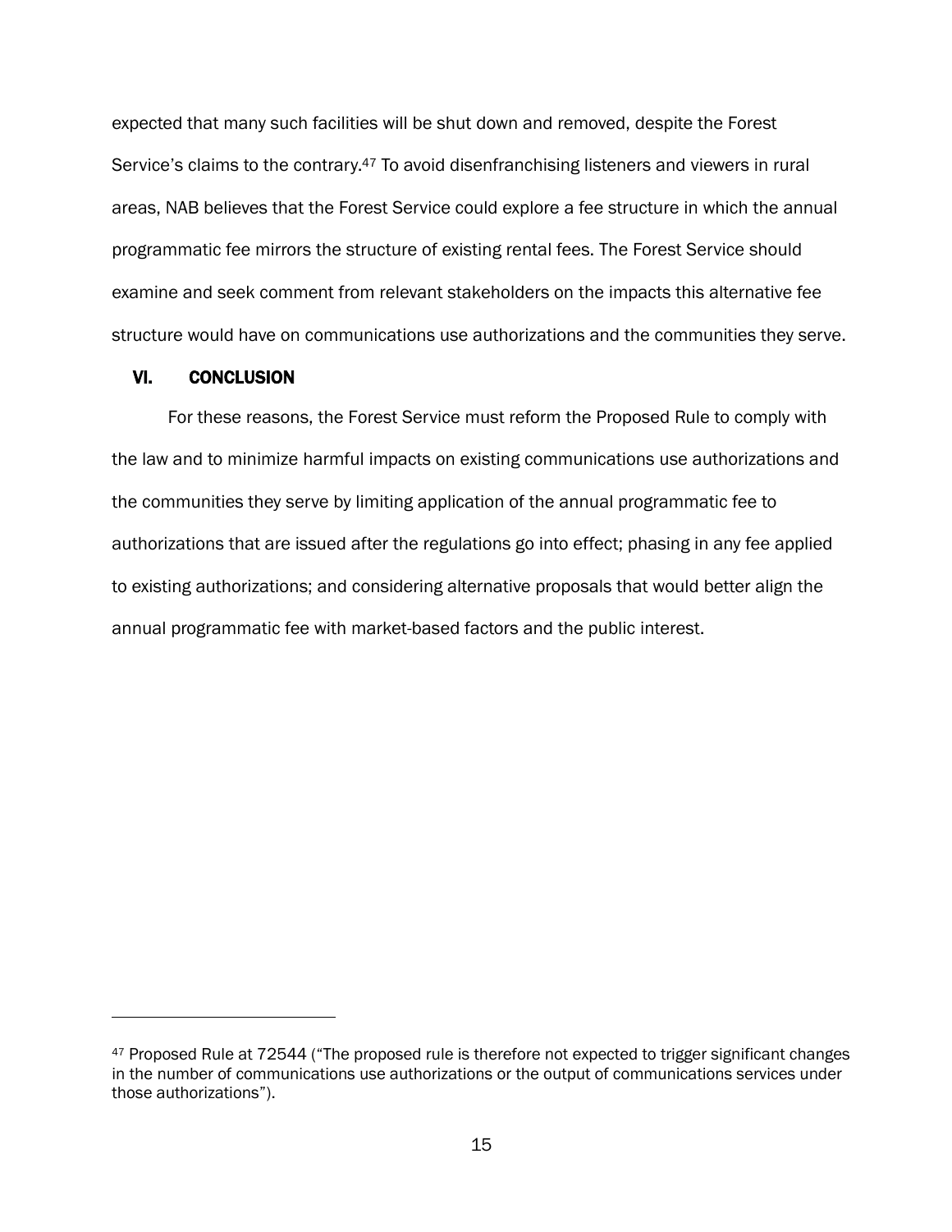expected that many such facilities will be shut down and removed, despite the Forest Service's claims to the contrary.[47] To avoid disenfranchising listeners and viewers in rural areas, NAB believes that the Forest Service could explore a fee structure in which the annual programmatic fee mirrors the structure of existing rental fees. The Forest Service should examine and seek comment from relevant stakeholders on the impacts this alternative fee structure would have on communications use authorizations and the communities they serve.

## VI. CONCLUSION

For these reasons, the Forest Service must reform the Proposed Rule to comply with the law and to minimize harmful impacts on existing communications use authorizations and the communities they serve by limiting application of the annual programmatic fee to authorizations that are issued after the regulations go into effect; phasing in any fee applied to existing authorizations; and considering alternative proposals that would better align the annual programmatic fee with market-based factors and the public interest.

---

[47] Proposed Rule at 72544 ("The proposed rule is therefore not expected to trigger significant changes in the number of communications use authorizations or the output of communications services under those authorizations").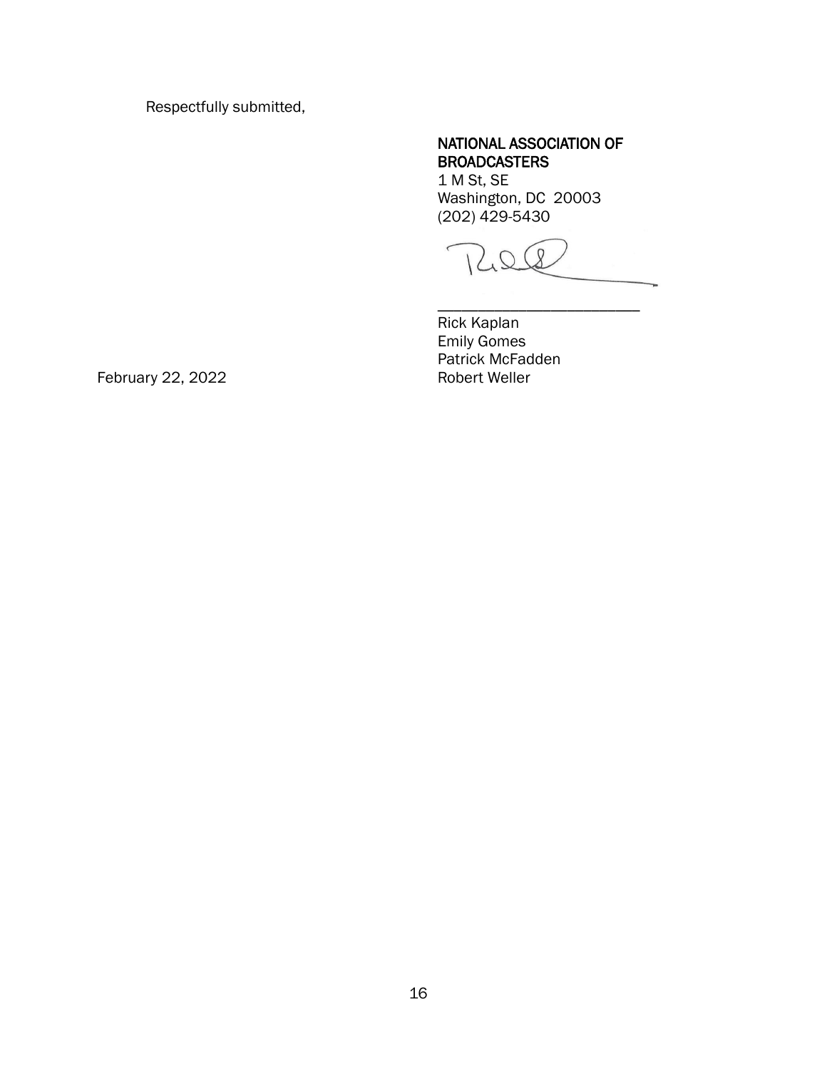Respectfully submitted,

**NATIONAL ASSOCIATION OF BROADCASTERS**
1 M St, SE
Washington, DC 20003
(202) 429-5430

\_\_\_\_\_\_\_\_\_\_\_\_\_\_\_\_\_\_\_\_\_\_\_\_\_\_
Rick Kaplan
Emily Gomes
Patrick McFadden
Robert Weller

February 22, 2022